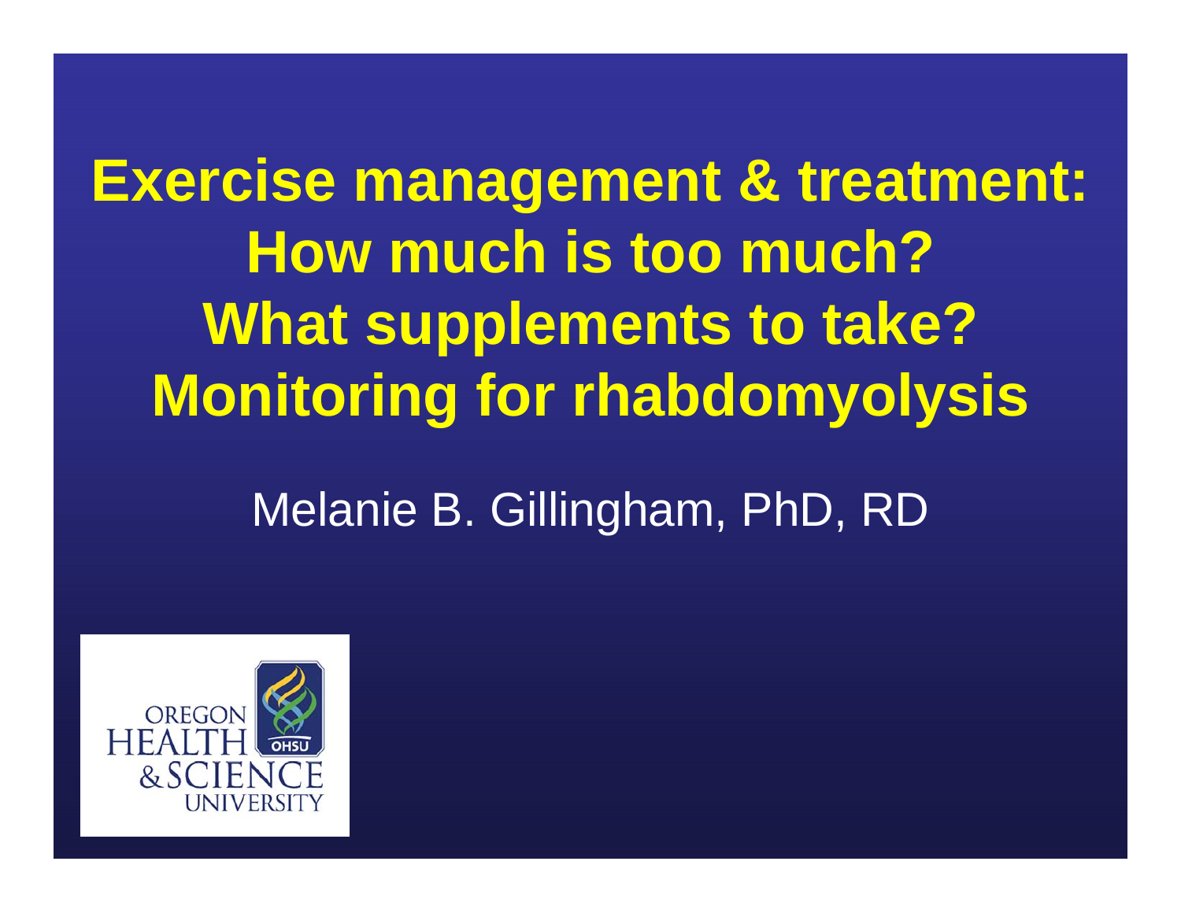# Exercise management & treatment: How much is too much? What supplements to take? Monitoring for rhabdomyolysis

Melanie B. Gillingham, PhD, RD

OREGON HEALTH & SCIENCE UNIVERSITY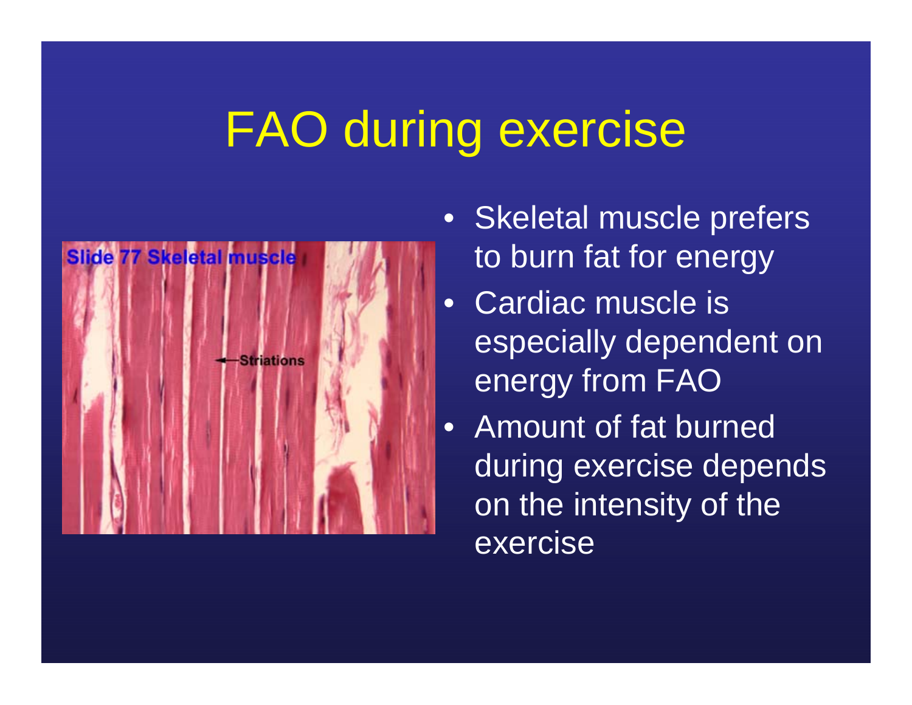# FAO during exercise

- Skeletal muscle prefers to burn fat for energy
- Cardiac muscle is especially dependent on energy from FAO
- Amount of fat burned during exercise depends on the intensity of the exercise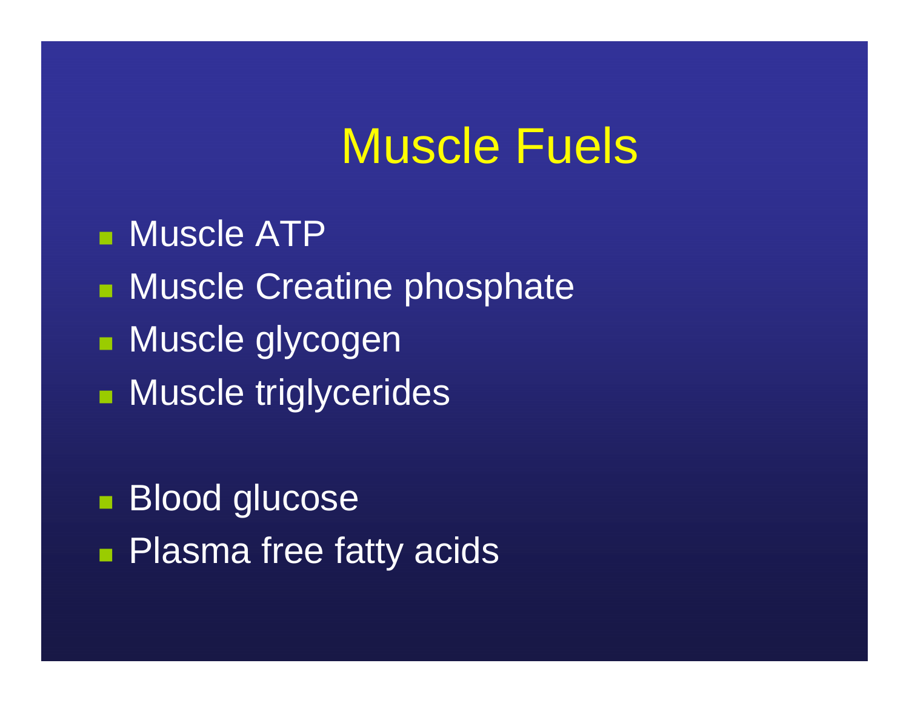# Muscle Fuels

- Muscle ATP
- Muscle Creatine phosphate
- Muscle glycogen
- Muscle triglycerides

- Blood glucose
- Plasma free fatty acids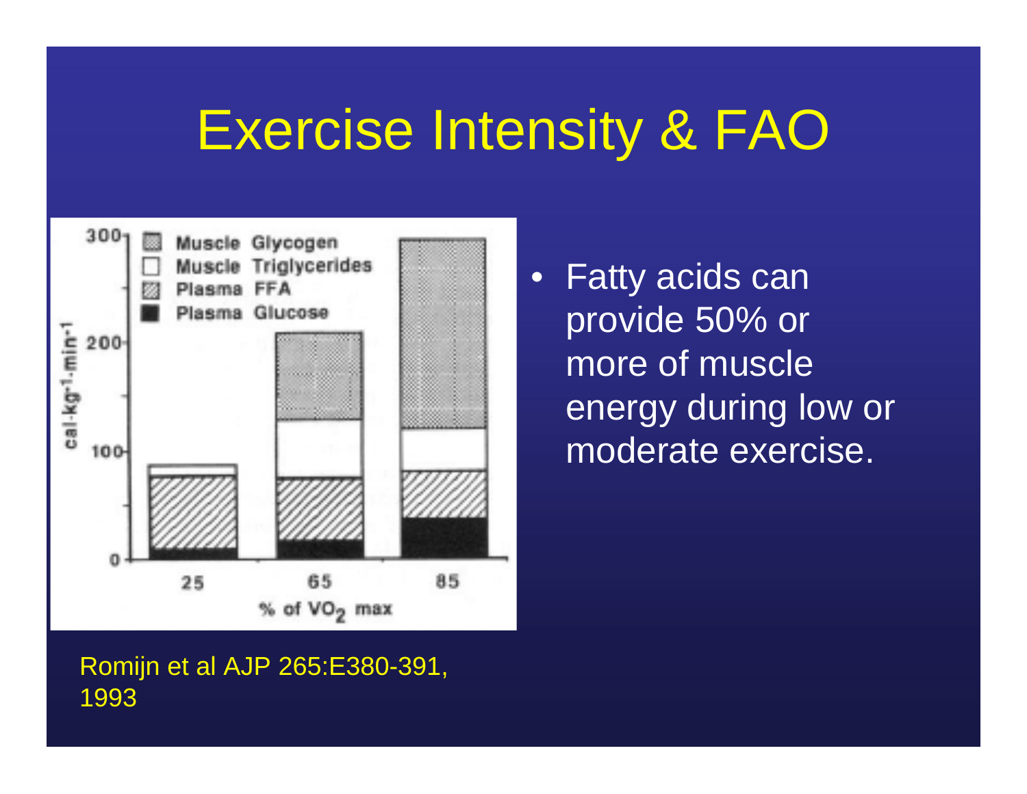# Exercise Intensity & FAO

- Fatty acids can provide 50% or more of muscle energy during low or moderate exercise.

Romijn et al AJP 265:E380-391, 1993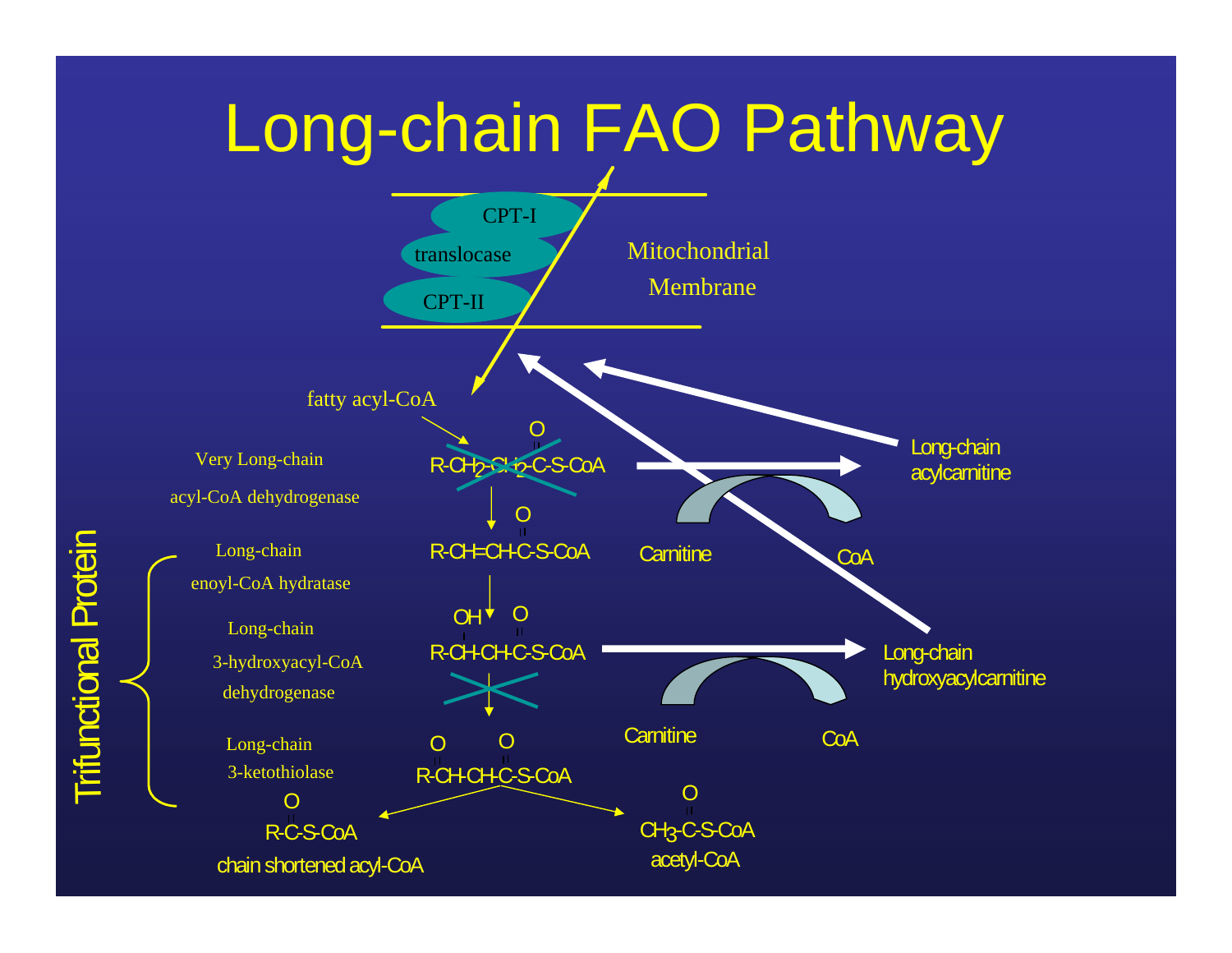# Long-chain FAO Pathway

CPT-I

translocase

CPT-II

Mitochondrial Membrane

fatty acyl-CoA

Very Long-chain acyl-CoA dehydrogenase

$R\text{-}CH_2\text{-}CH_2\text{-}C(=O)\text{-}S\text{-}CoA$

Long-chain acylcarnitine

Carnitine

CoA

Trifunctional Protein

Long-chain enoyl-CoA hydratase

$R\text{-}CH{=}CH\text{-}C(=O)\text{-}S\text{-}CoA$

Long-chain 3-hydroxyacyl-CoA dehydrogenase

$R\text{-}CH(OH)\text{-}CH\text{-}C(=O)\text{-}S\text{-}CoA$

Long-chain hydroxyacylcarnitine

Carnitine

CoA

Long-chain 3-ketothiolase

$R\text{-}C(=O)\text{-}CH\text{-}C(=O)\text{-}S\text{-}CoA$

$R\text{-}C(=O)\text{-}S\text{-}CoA$

chain shortened acyl-CoA

$CH_3\text{-}C(=O)\text{-}S\text{-}CoA$

acetyl-CoA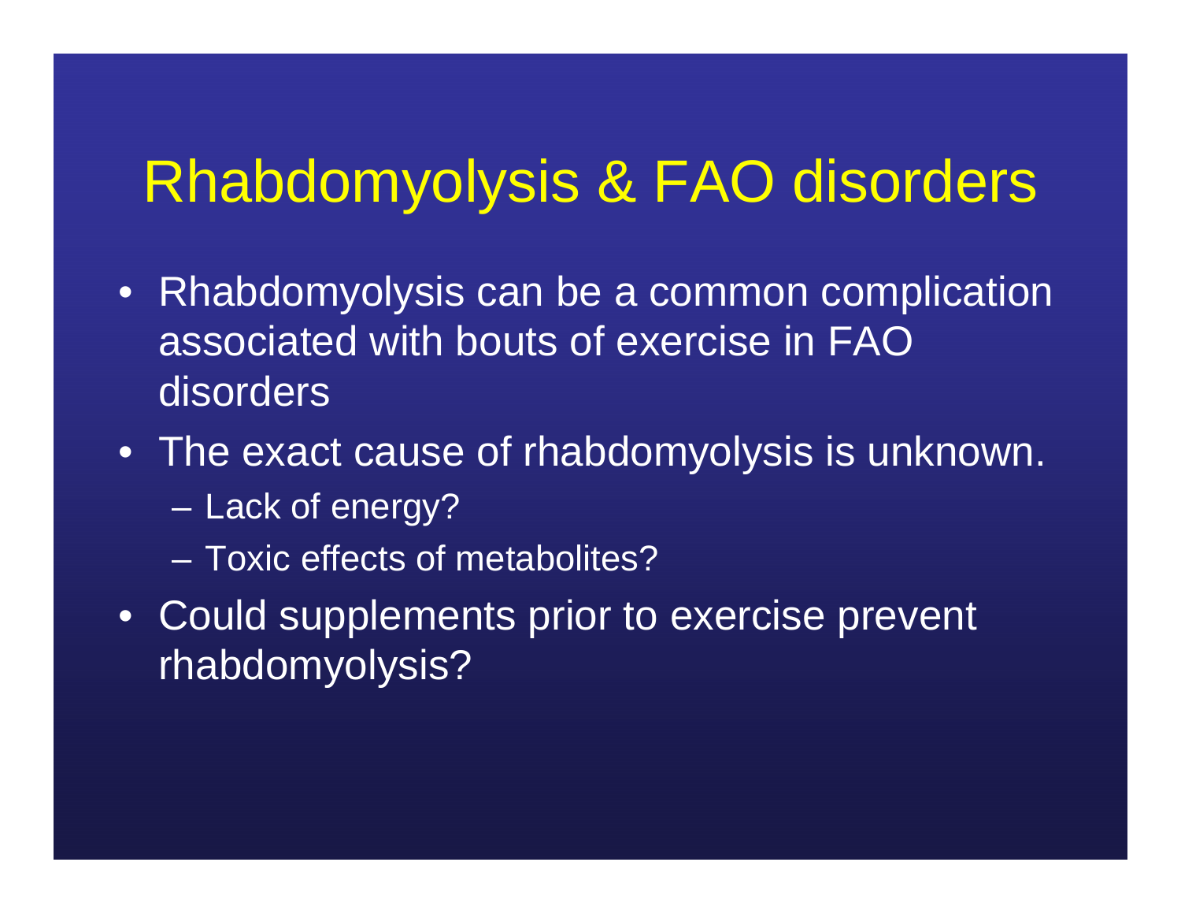# Rhabdomyolysis & FAO disorders

- Rhabdomyolysis can be a common complication associated with bouts of exercise in FAO disorders
- The exact cause of rhabdomyolysis is unknown.
  - Lack of energy?
  - Toxic effects of metabolites?
- Could supplements prior to exercise prevent rhabdomyolysis?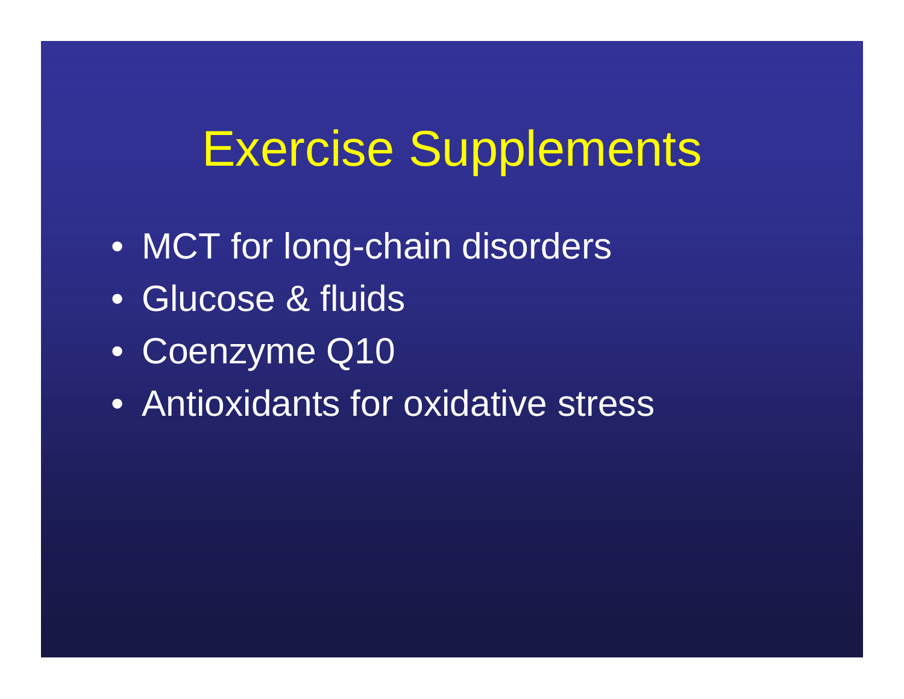# Exercise Supplements

- MCT for long-chain disorders
- Glucose & fluids
- Coenzyme Q10
- Antioxidants for oxidative stress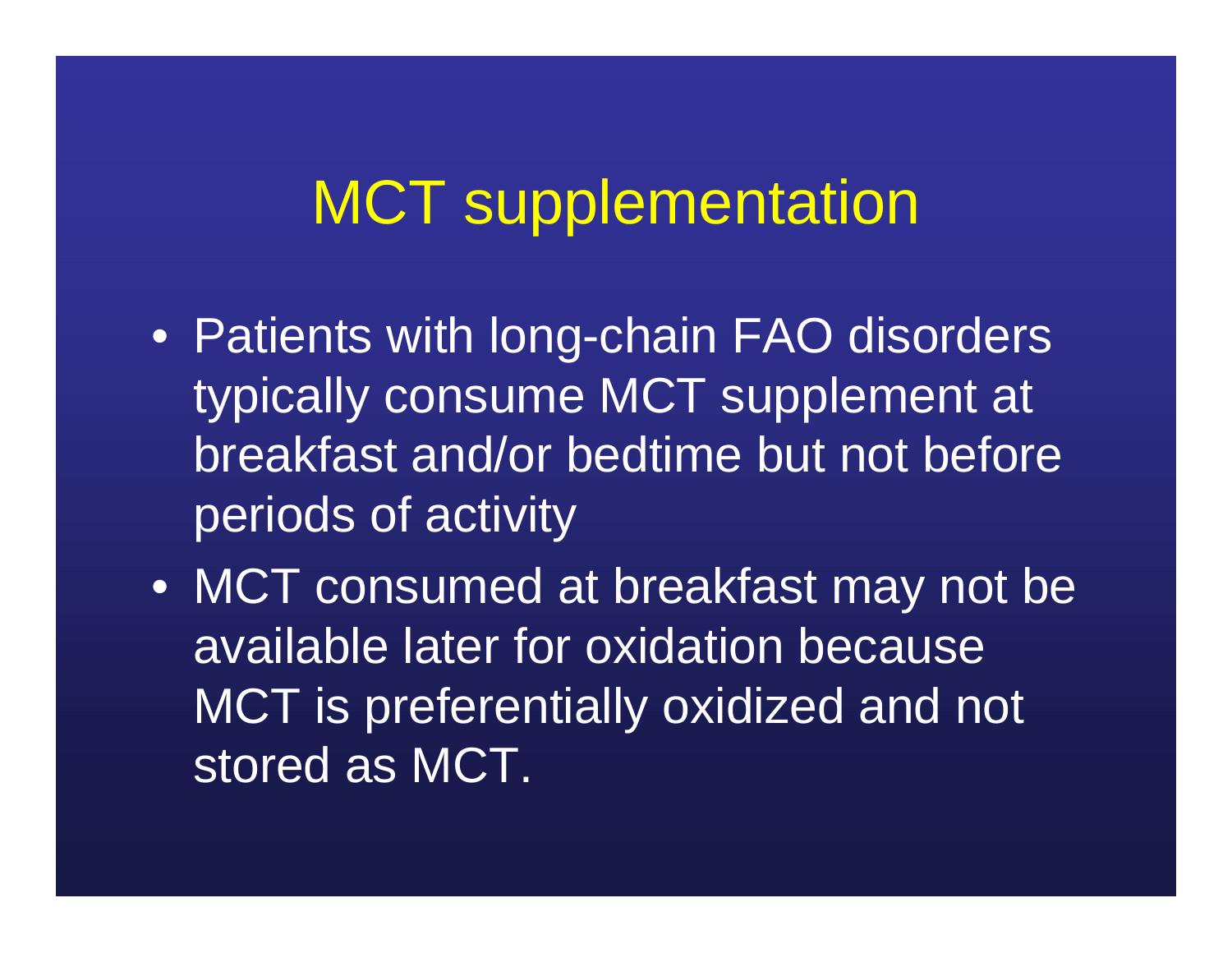# MCT supplementation

- Patients with long-chain FAO disorders typically consume MCT supplement at breakfast and/or bedtime but not before periods of activity
- MCT consumed at breakfast may not be available later for oxidation because MCT is preferentially oxidized and not stored as MCT.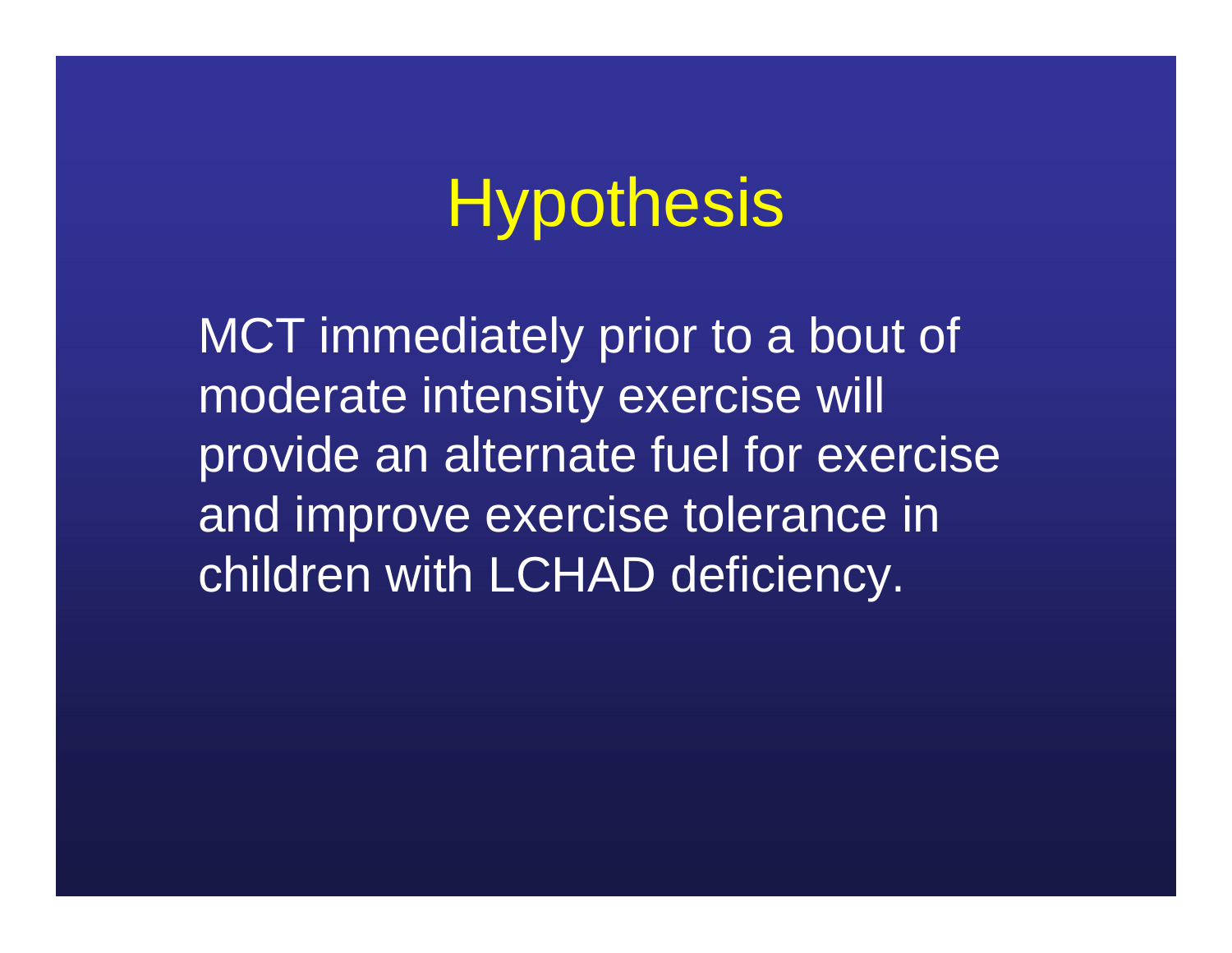# Hypothesis

MCT immediately prior to a bout of moderate intensity exercise will provide an alternate fuel for exercise and improve exercise tolerance in children with LCHAD deficiency.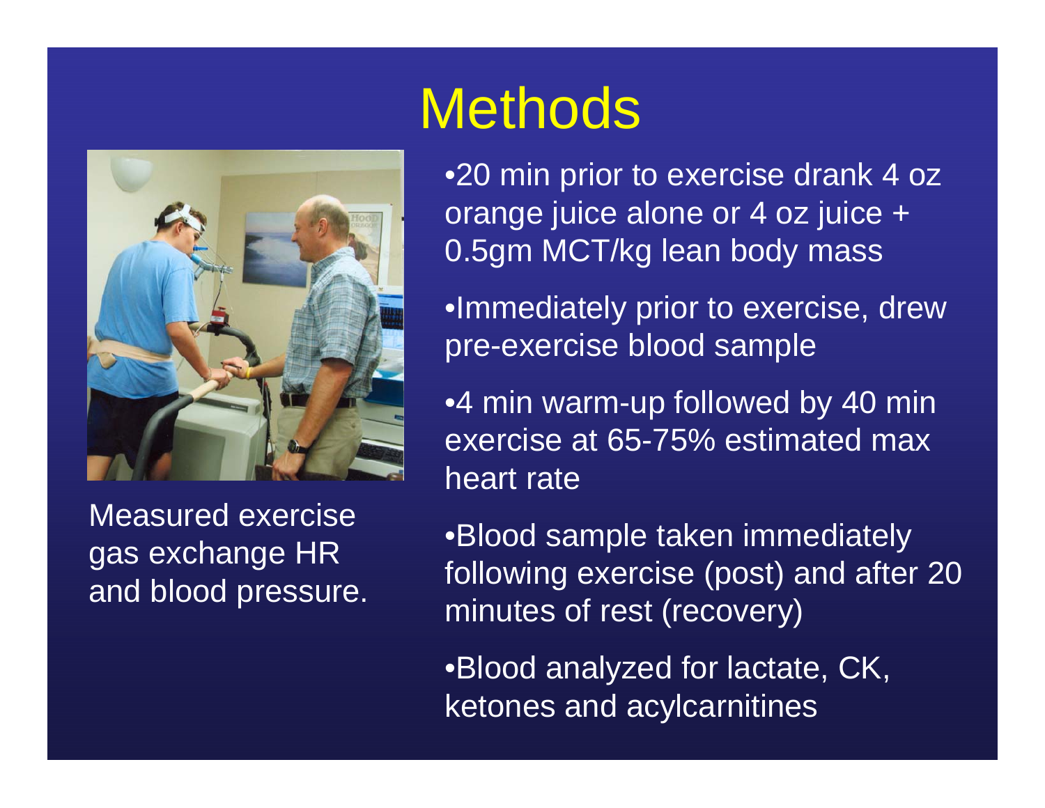# Methods

Measured exercise gas exchange HR and blood pressure.

- 20 min prior to exercise drank 4 oz orange juice alone or 4 oz juice + 0.5gm MCT/kg lean body mass
- Immediately prior to exercise, drew pre-exercise blood sample
- 4 min warm-up followed by 40 min exercise at 65-75% estimated max heart rate
- Blood sample taken immediately following exercise (post) and after 20 minutes of rest (recovery)
- Blood analyzed for lactate, CK, ketones and acylcarnitines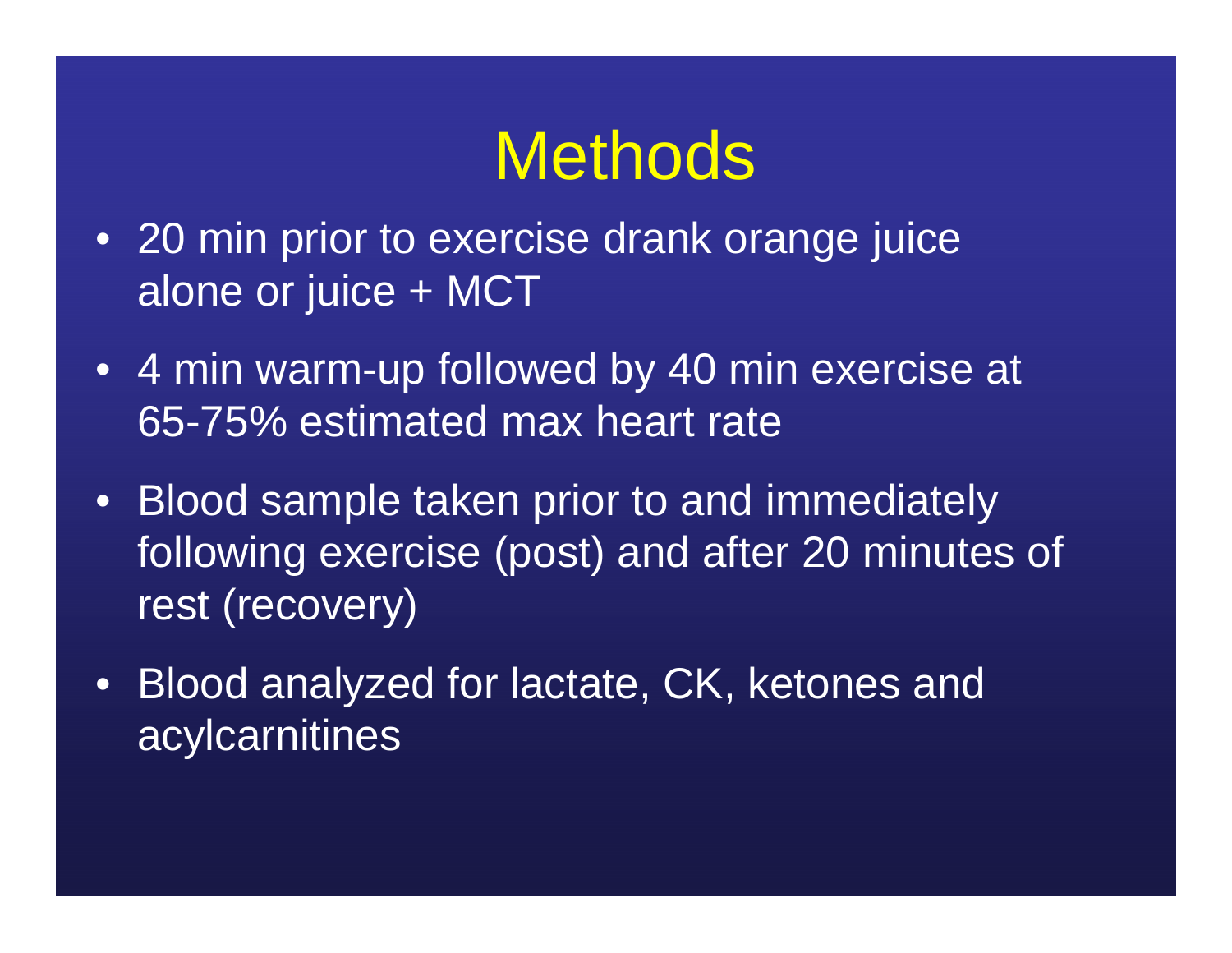# Methods

- 20 min prior to exercise drank orange juice alone or juice + MCT
- 4 min warm-up followed by 40 min exercise at 65-75% estimated max heart rate
- Blood sample taken prior to and immediately following exercise (post) and after 20 minutes of rest (recovery)
- Blood analyzed for lactate, CK, ketones and acylcarnitines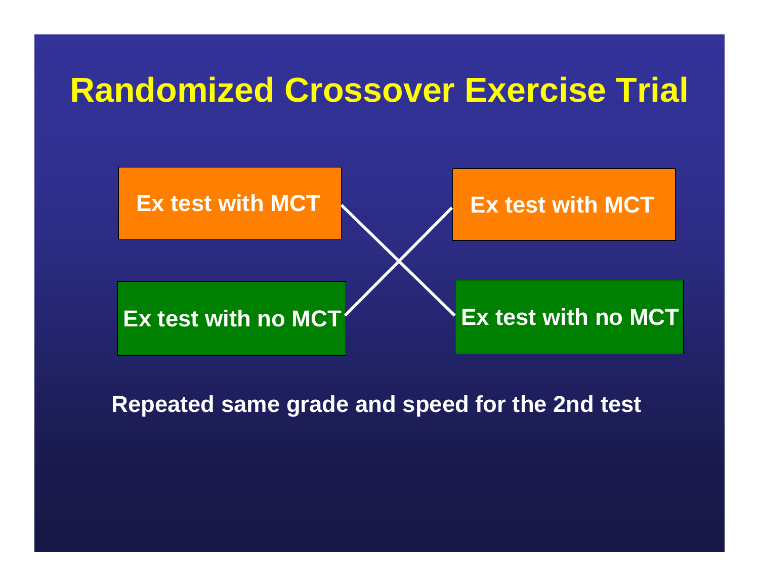# Randomized Crossover Exercise Trial

Ex test with MCT

Ex test with MCT

Ex test with no MCT

Ex test with no MCT

Repeated same grade and speed for the 2nd test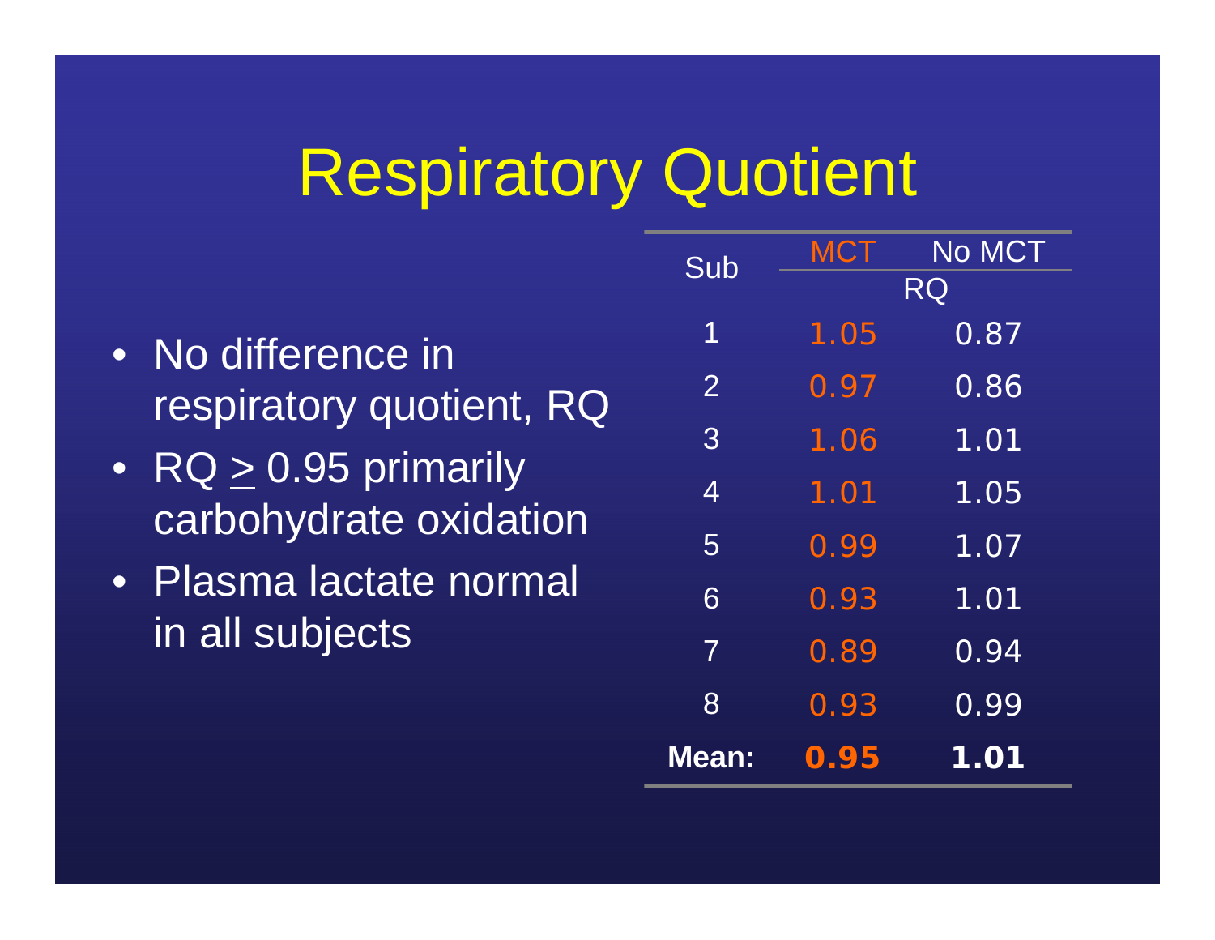# Respiratory Quotient

- No difference in respiratory quotient, RQ
- RQ $\geq$ 0.95 primarily carbohydrate oxidation
- Plasma lactate normal in all subjects

| Sub | MCT | No MCT |
|---|---|---|
| | RQ | |
| 1 | 1.05 | 0.87 |
| 2 | 0.97 | 0.86 |
| 3 | 1.06 | 1.01 |
| 4 | 1.01 | 1.05 |
| 5 | 0.99 | 1.07 |
| 6 | 0.93 | 1.01 |
| 7 | 0.89 | 0.94 |
| 8 | 0.93 | 0.99 |
| **Mean:** | **0.95** | **1.01** |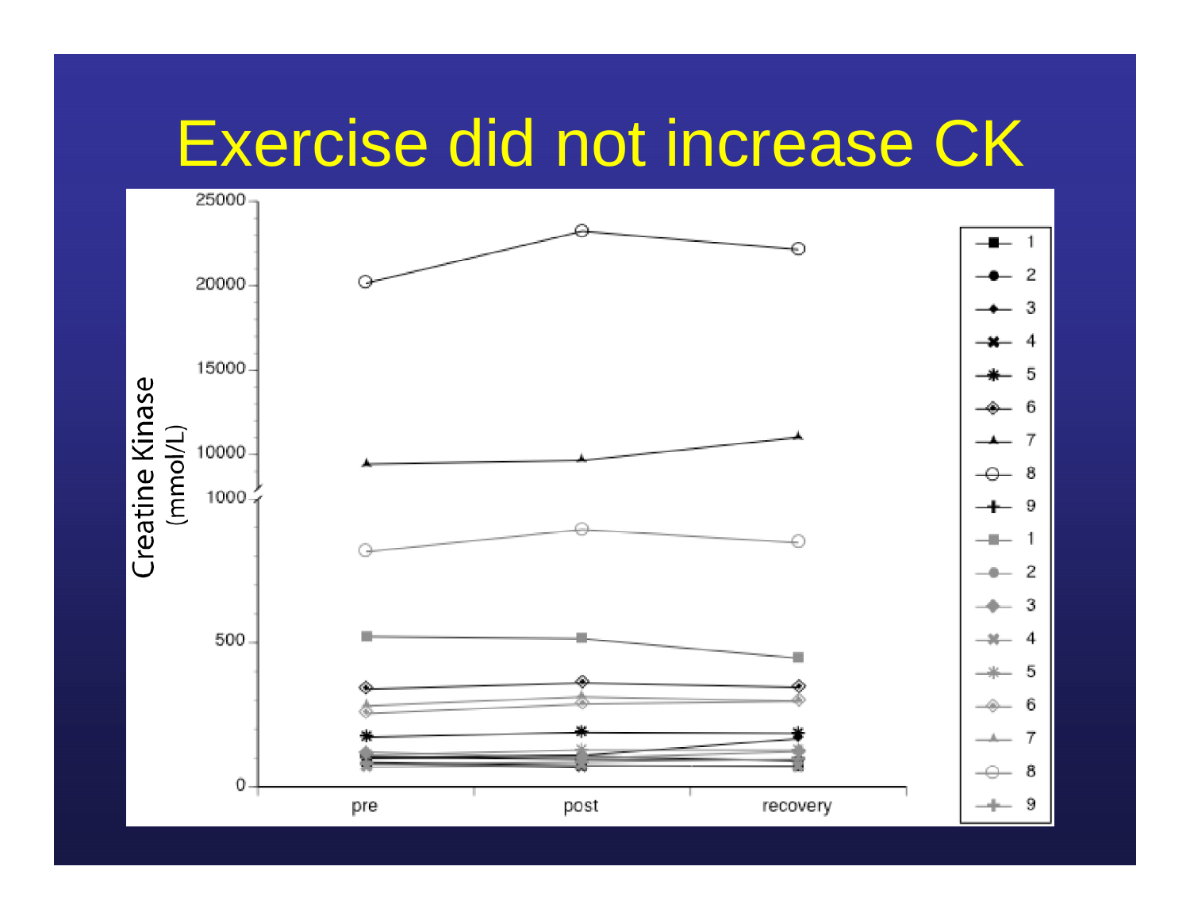# Exercise did not increase CK

Creatine Kinase (mmol/L)

25000
20000
15000
10000
1000
500
0

pre | post | recovery

1
2
3
4
5
6
7
8
9
1
2
3
4
5
6
7
8
9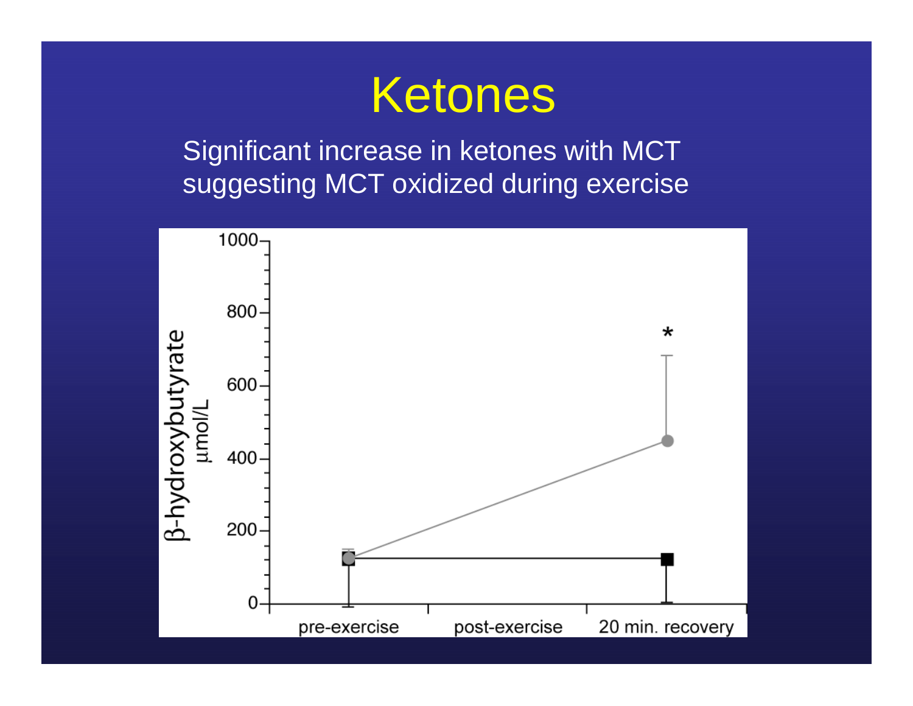# Ketones

Significant increase in ketones with MCT suggesting MCT oxidized during exercise

β-hydroxybutyrate µmol/L

1000
800
600
400
200
0

*

pre-exercise post-exercise 20 min. recovery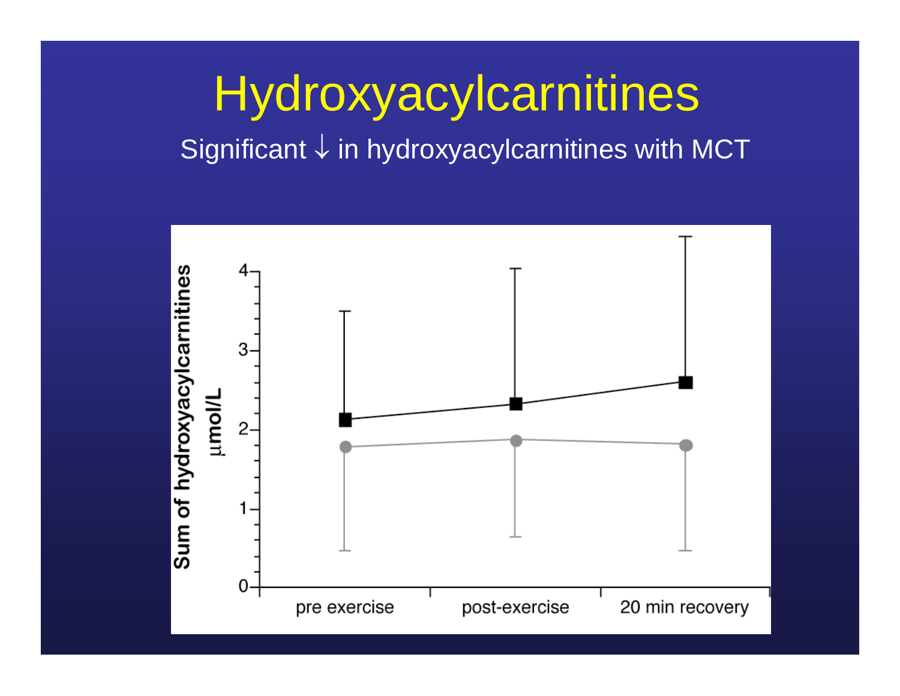# Hydroxyacylcarnitines

Significant ↓ in hydroxyacylcarnitines with MCT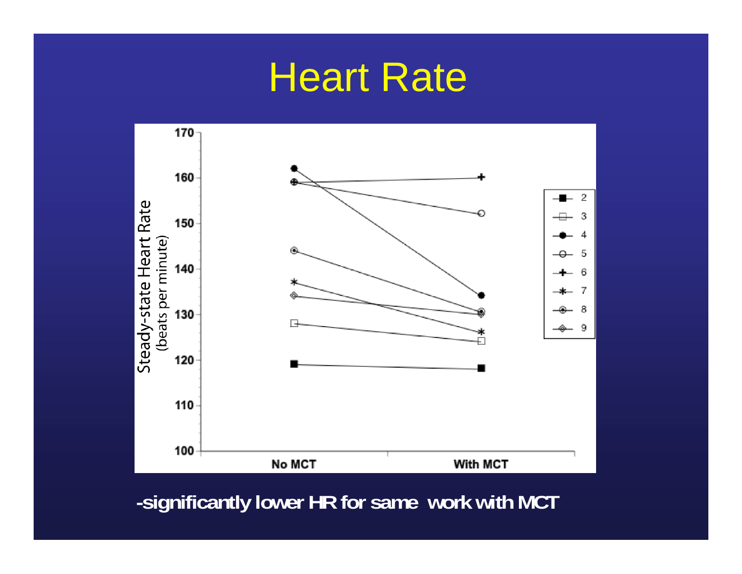# Heart Rate

-significantly lower HR for same work with MCT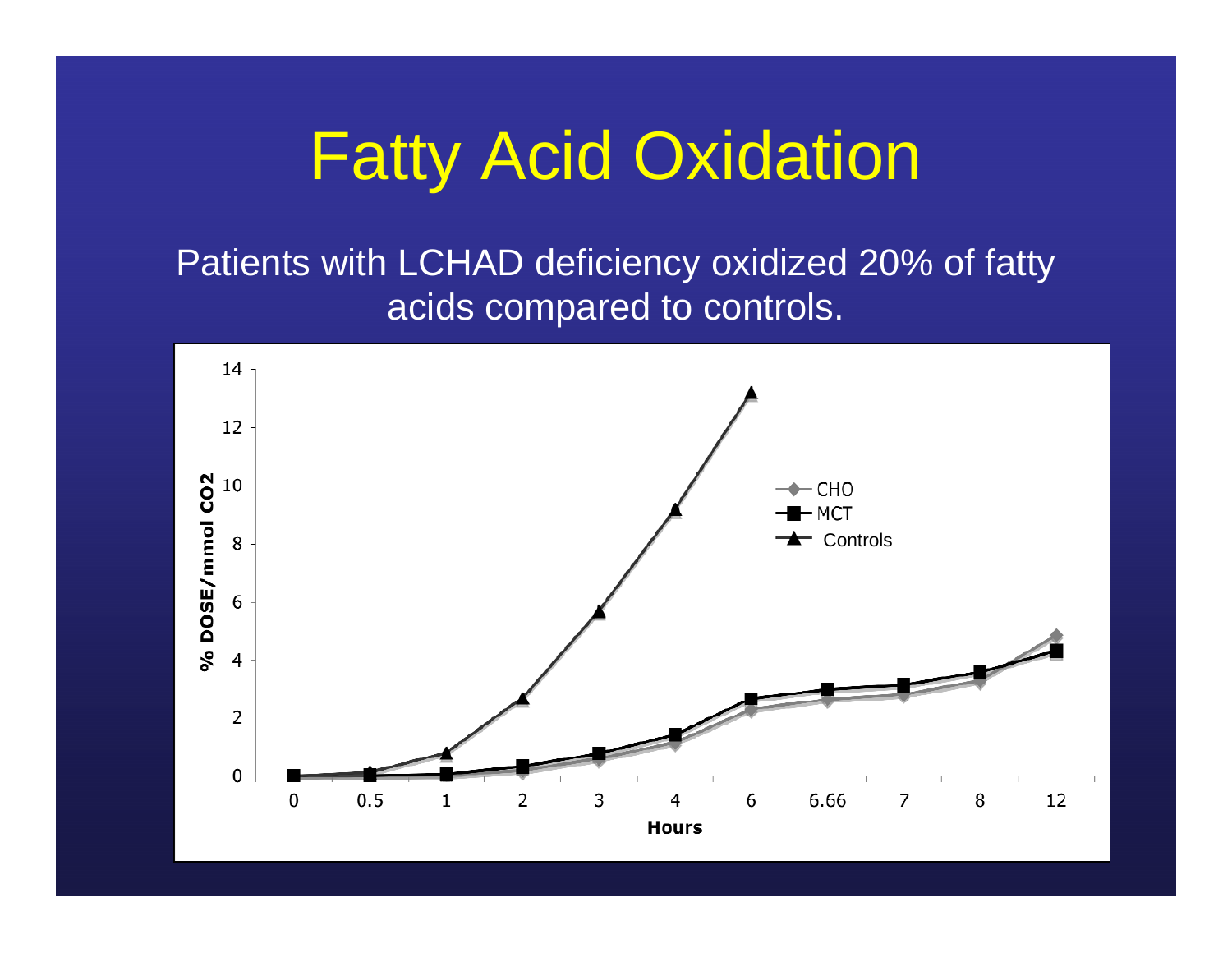# Fatty Acid Oxidation

Patients with LCHAD deficiency oxidized 20% of fatty acids compared to controls.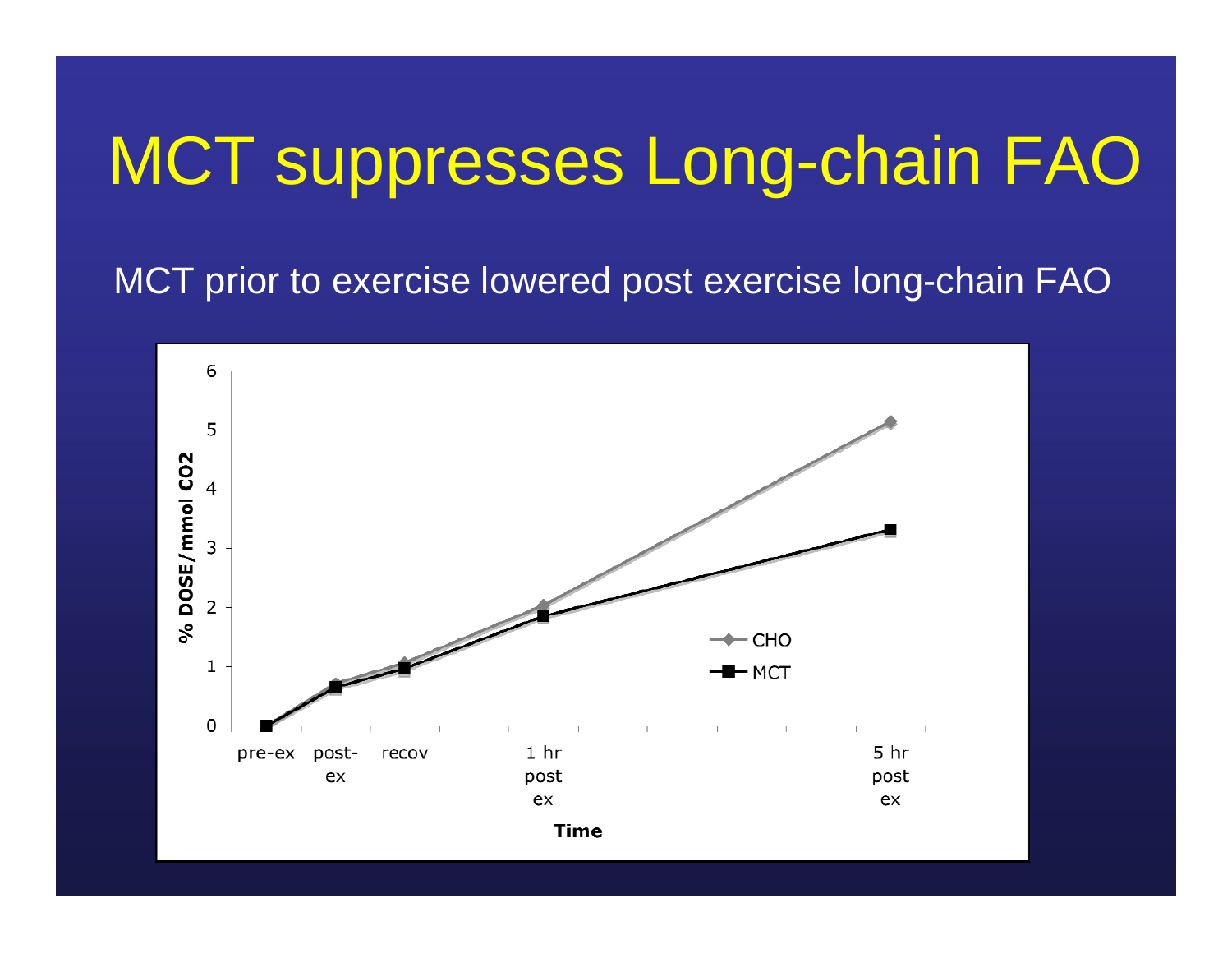# MCT suppresses Long-chain FAO

MCT prior to exercise lowered post exercise long-chain FAO

% DOSE/mmol $CO_2$

Time

- CHO
- MCT

pre-ex, post-ex, recov, 1 hr post ex, 5 hr post ex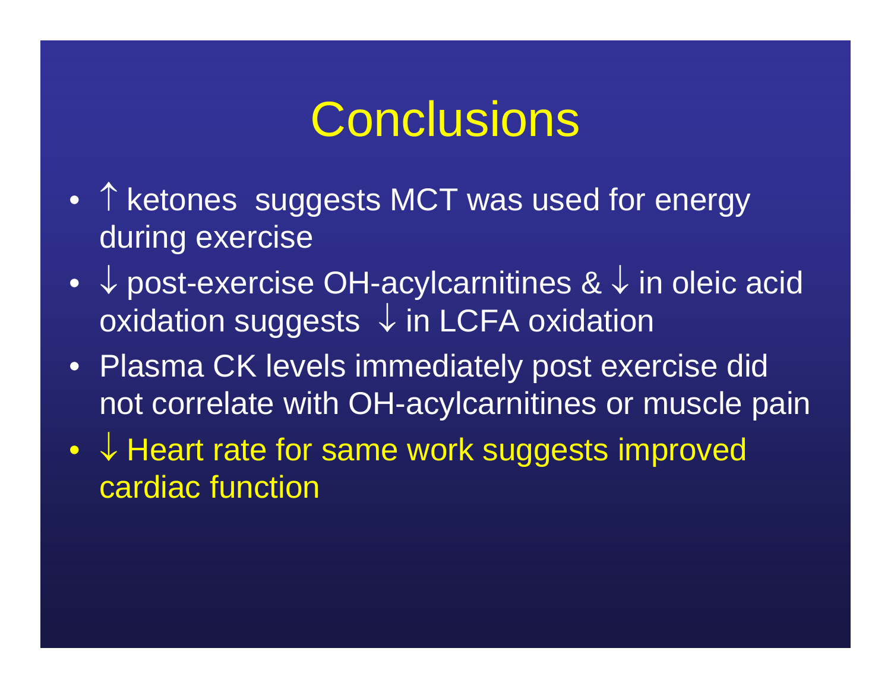# Conclusions

- ↑ ketones suggests MCT was used for energy during exercise
- ↓ post-exercise OH-acylcarnitines & ↓ in oleic acid oxidation suggests ↓ in LCFA oxidation
- Plasma CK levels immediately post exercise did not correlate with OH-acylcarnitines or muscle pain
- ↓ Heart rate for same work suggests improved cardiac function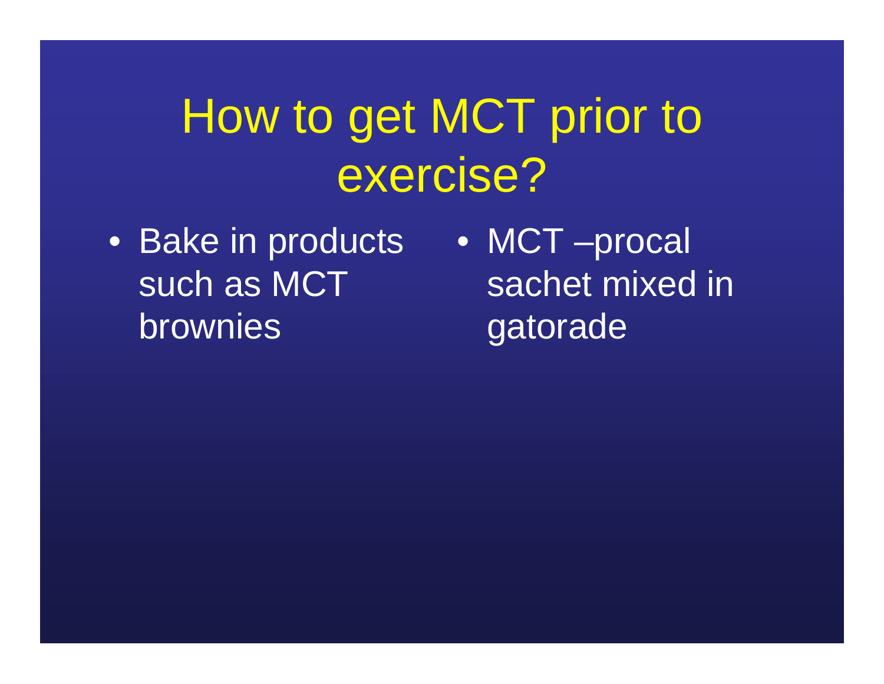# How to get MCT prior to exercise?

- Bake in products such as MCT brownies
- MCT –procal sachet mixed in gatorade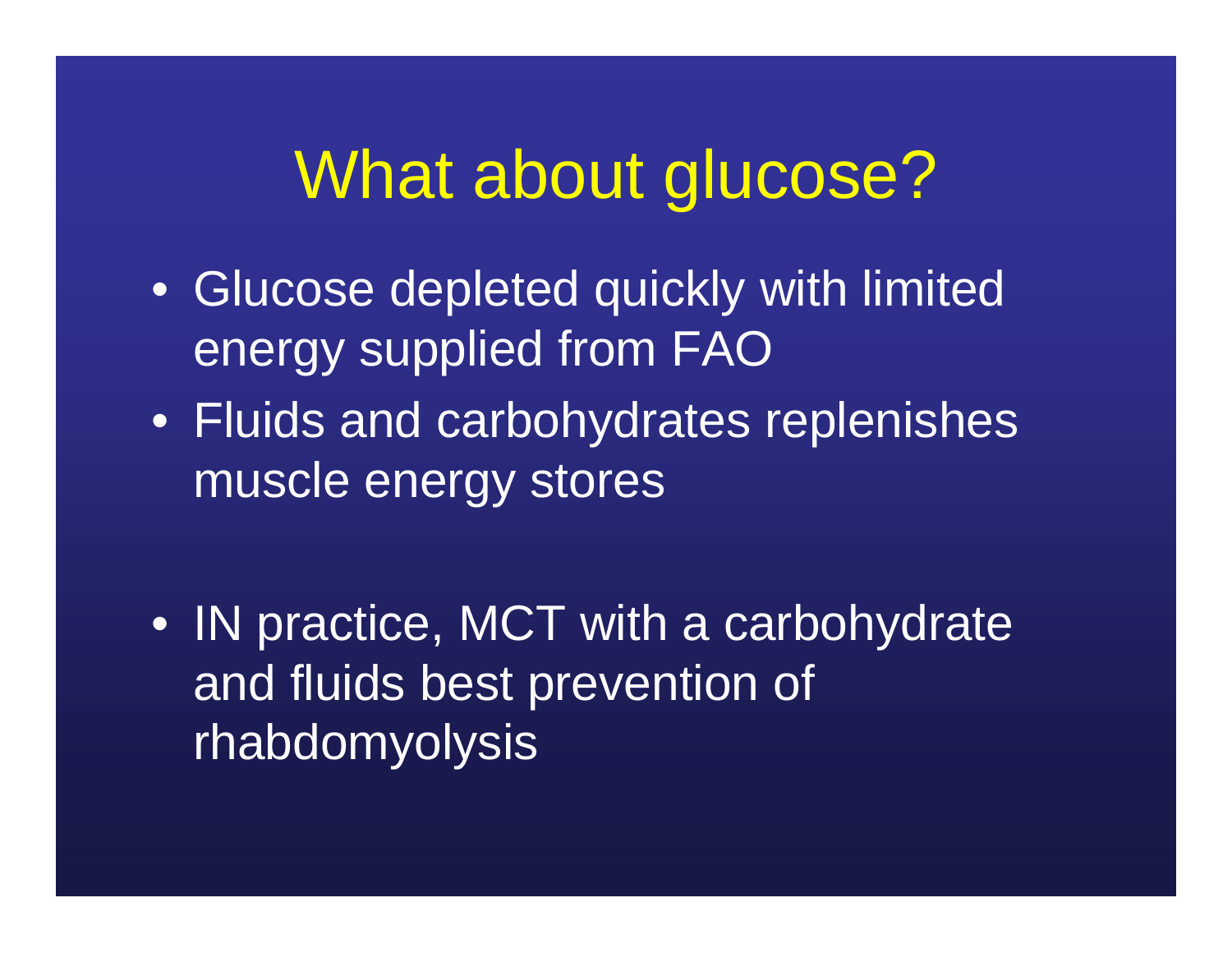# What about glucose?

- Glucose depleted quickly with limited energy supplied from FAO
- Fluids and carbohydrates replenishes muscle energy stores

- IN practice, MCT with a carbohydrate and fluids best prevention of rhabdomyolysis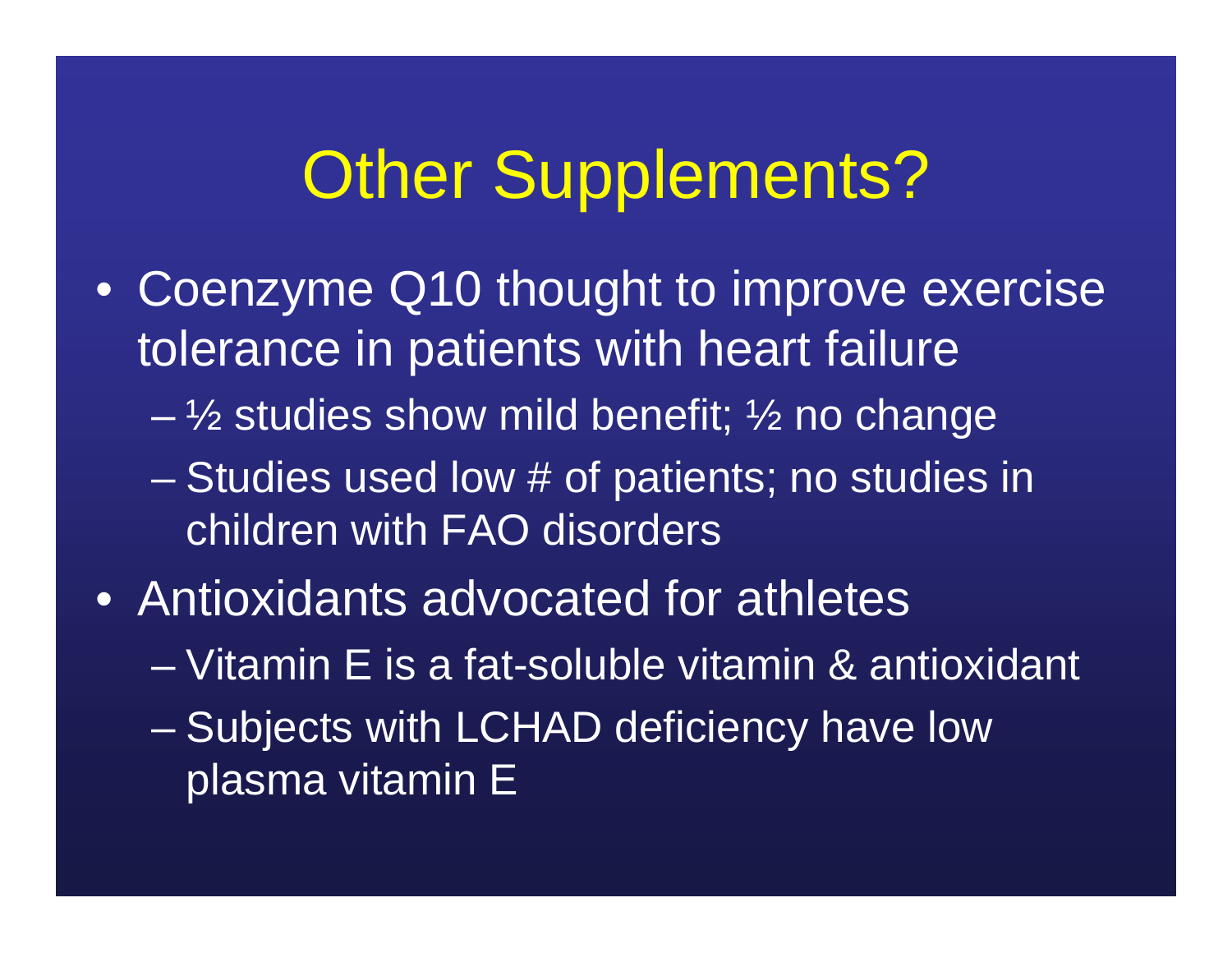# Other Supplements?

- Coenzyme Q10 thought to improve exercise tolerance in patients with heart failure
  - ½ studies show mild benefit; ½ no change
  - Studies used low # of patients; no studies in children with FAO disorders
- Antioxidants advocated for athletes
  - Vitamin E is a fat-soluble vitamin & antioxidant
  - Subjects with LCHAD deficiency have low plasma vitamin E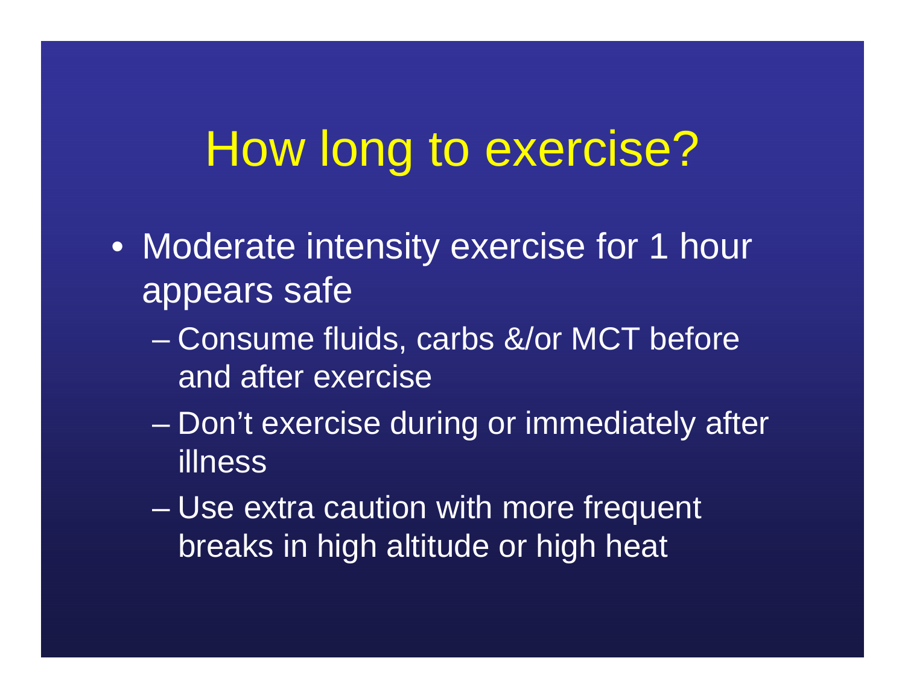# How long to exercise?

- Moderate intensity exercise for 1 hour appears safe
  - Consume fluids, carbs &/or MCT before and after exercise
  - Don't exercise during or immediately after illness
  - Use extra caution with more frequent breaks in high altitude or high heat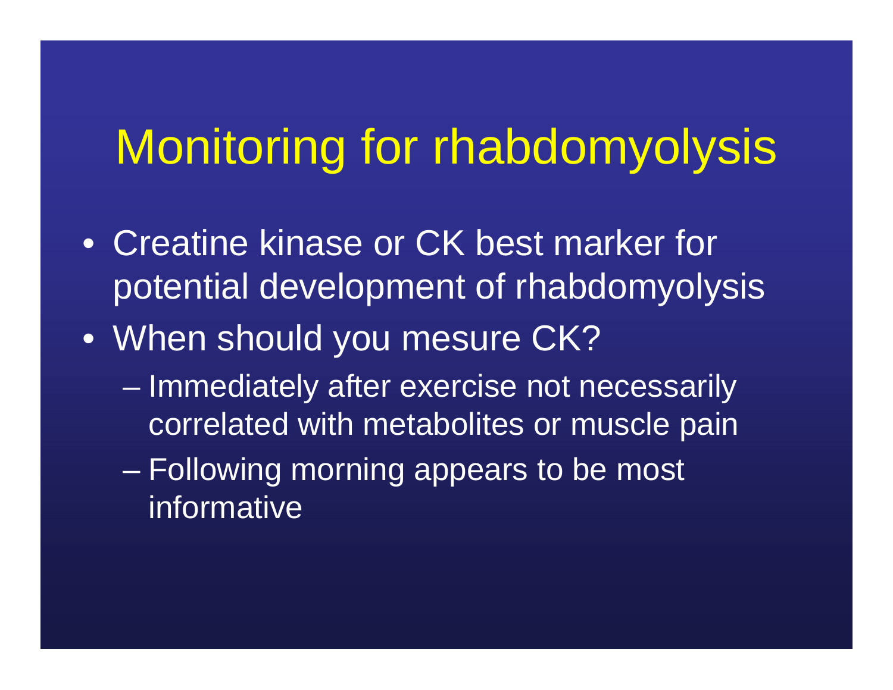# Monitoring for rhabdomyolysis

- Creatine kinase or CK best marker for potential development of rhabdomyolysis
- When should you mesure CK?
  - Immediately after exercise not necessarily correlated with metabolites or muscle pain
  - Following morning appears to be most informative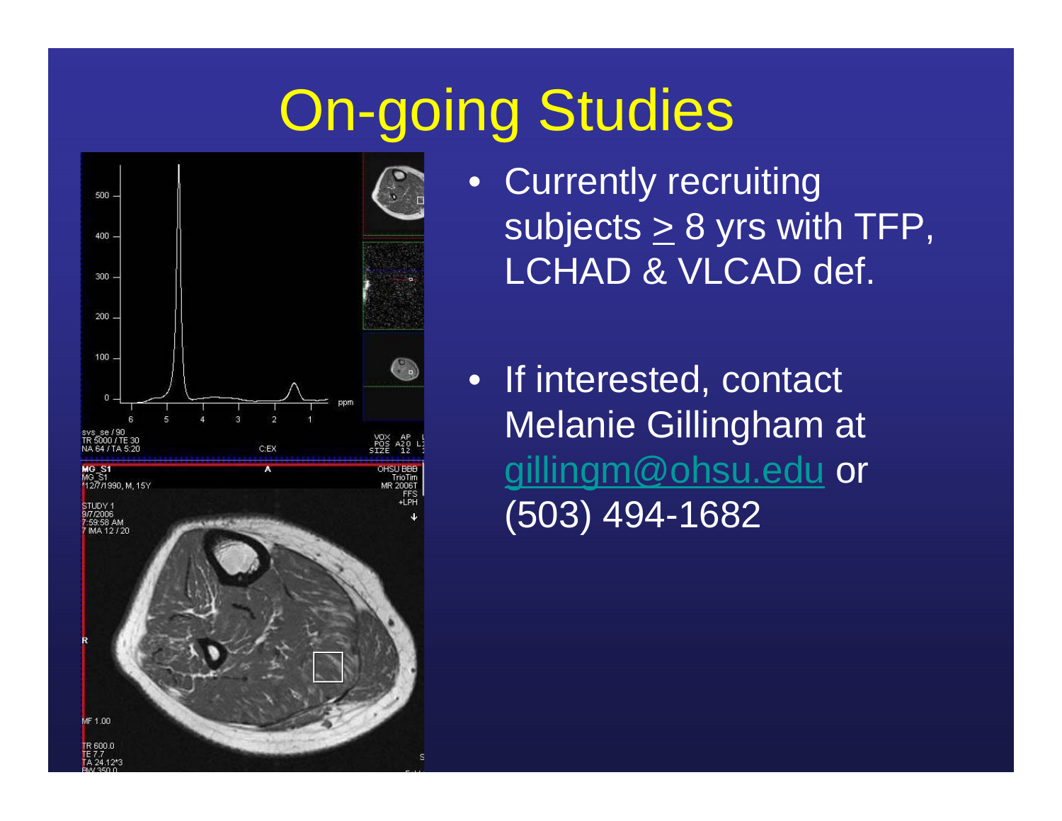# On-going Studies

- Currently recruiting subjects ≥ 8 yrs with TFP, LCHAD & VLCAD def.
- If interested, contact Melanie Gillingham at gillingm@ohsu.edu or (503) 494-1682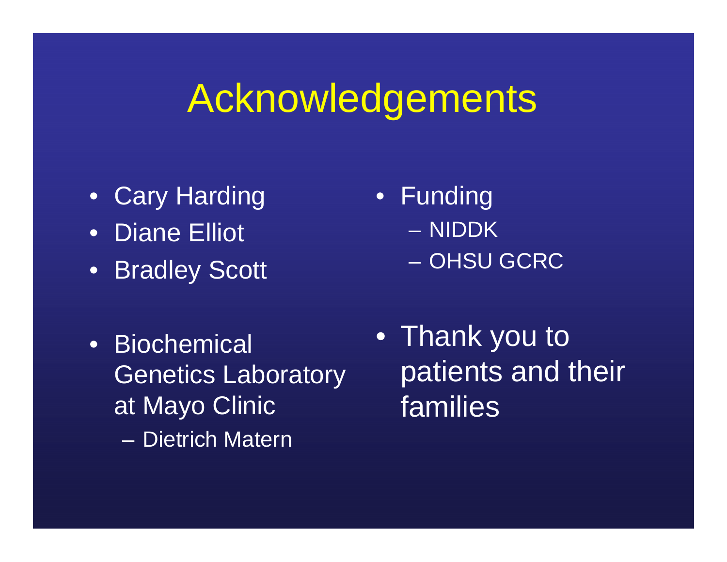# Acknowledgements

- Cary Harding
- Diane Elliot
- Bradley Scott

- Biochemical Genetics Laboratory at Mayo Clinic
  - Dietrich Matern

- Funding
  - NIDDK
  - OHSU GCRC

- Thank you to patients and their families